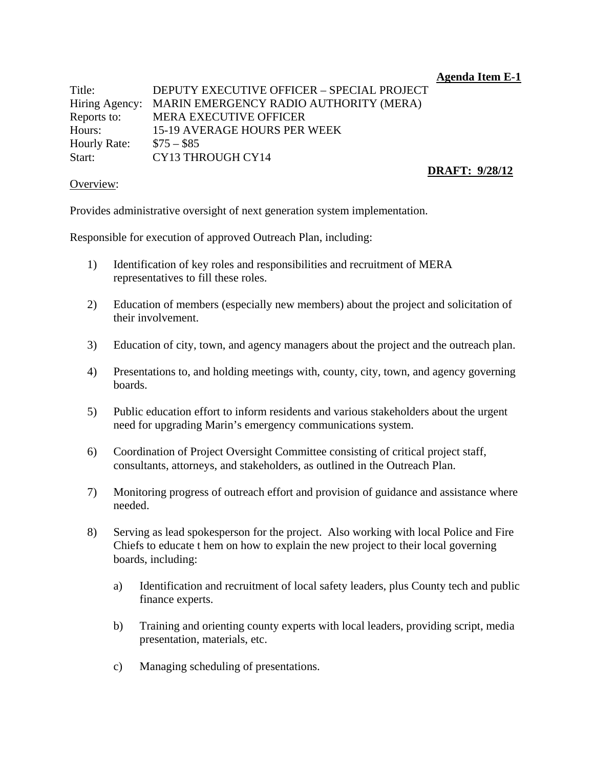**Agenda Item E-1**

| | |
|---|---|
| Title: | DEPUTY EXECUTIVE OFFICER – SPECIAL PROJECT |
| Hiring Agency: | MARIN EMERGENCY RADIO AUTHORITY (MERA) |
| Reports to: | MERA EXECUTIVE OFFICER |
| Hours: | 15-19 AVERAGE HOURS PER WEEK |
| Hourly Rate: | $75 – $85 |
| Start: | CY13 THROUGH CY14 |

**DRAFT: 9/28/12**

Overview:

Provides administrative oversight of next generation system implementation.

Responsible for execution of approved Outreach Plan, including:

1) Identification of key roles and responsibilities and recruitment of MERA representatives to fill these roles.

2) Education of members (especially new members) about the project and solicitation of their involvement.

3) Education of city, town, and agency managers about the project and the outreach plan.

4) Presentations to, and holding meetings with, county, city, town, and agency governing boards.

5) Public education effort to inform residents and various stakeholders about the urgent need for upgrading Marin's emergency communications system.

6) Coordination of Project Oversight Committee consisting of critical project staff, consultants, attorneys, and stakeholders, as outlined in the Outreach Plan.

7) Monitoring progress of outreach effort and provision of guidance and assistance where needed.

8) Serving as lead spokesperson for the project. Also working with local Police and Fire Chiefs to educate t hem on how to explain the new project to their local governing boards, including:

   a) Identification and recruitment of local safety leaders, plus County tech and public finance experts.

   b) Training and orienting county experts with local leaders, providing script, media presentation, materials, etc.

   c) Managing scheduling of presentations.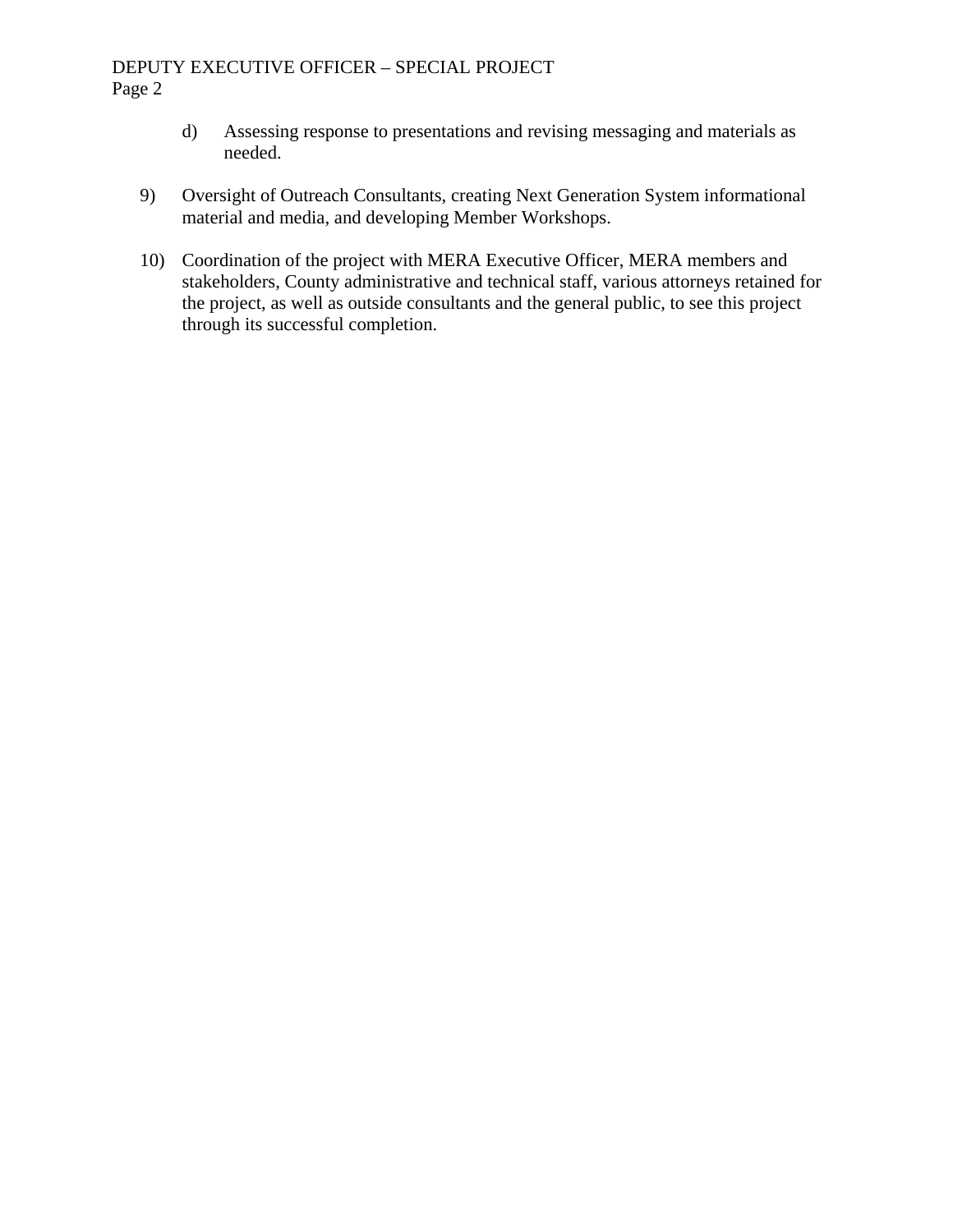d) Assessing response to presentations and revising messaging and materials as needed.

9) Oversight of Outreach Consultants, creating Next Generation System informational material and media, and developing Member Workshops.

10) Coordination of the project with MERA Executive Officer, MERA members and stakeholders, County administrative and technical staff, various attorneys retained for the project, as well as outside consultants and the general public, to see this project through its successful completion.